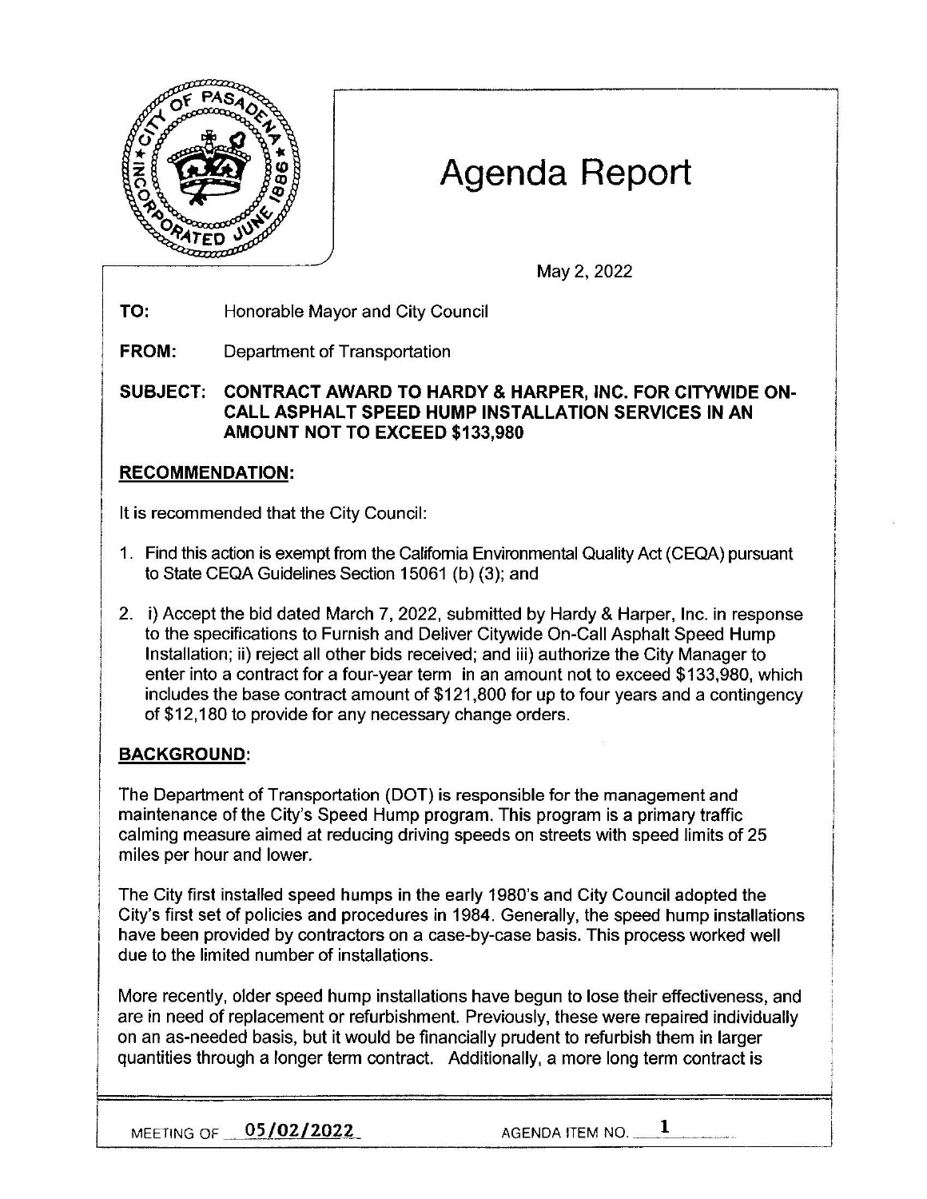# Agenda Report

May 2, 2022

**TO:** Honorable Mayor and City Council

**FROM:** Department of Transportation

**SUBJECT: CONTRACT AWARD TO HARDY & HARPER, INC. FOR CITYWIDE ON-CALL ASPHALT SPEED HUMP INSTALLATION SERVICES IN AN AMOUNT NOT TO EXCEED $133,980**

## RECOMMENDATION:

It is recommended that the City Council:

1. Find this action is exempt from the California Environmental Quality Act (CEQA) pursuant to State CEQA Guidelines Section 15061 (b) (3); and
2. i) Accept the bid dated March 7, 2022, submitted by Hardy & Harper, Inc. in response to the specifications to Furnish and Deliver Citywide On-Call Asphalt Speed Hump Installation; ii) reject all other bids received; and iii) authorize the City Manager to enter into a contract for a four-year term in an amount not to exceed $133,980, which includes the base contract amount of $121,800 for up to four years and a contingency of $12,180 to provide for any necessary change orders.

## BACKGROUND:

The Department of Transportation (DOT) is responsible for the management and maintenance of the City's Speed Hump program. This program is a primary traffic calming measure aimed at reducing driving speeds on streets with speed limits of 25 miles per hour and lower.

The City first installed speed humps in the early 1980's and City Council adopted the City's first set of policies and procedures in 1984. Generally, the speed hump installations have been provided by contractors on a case-by-case basis. This process worked well due to the limited number of installations.

More recently, older speed hump installations have begun to lose their effectiveness, and are in need of replacement or refurbishment. Previously, these were repaired individually on an as-needed basis, but it would be financially prudent to refurbish them in larger quantities through a longer term contract. Additionally, a more long term contract is

MEETING OF 05/02/2022 AGENDA ITEM NO. 1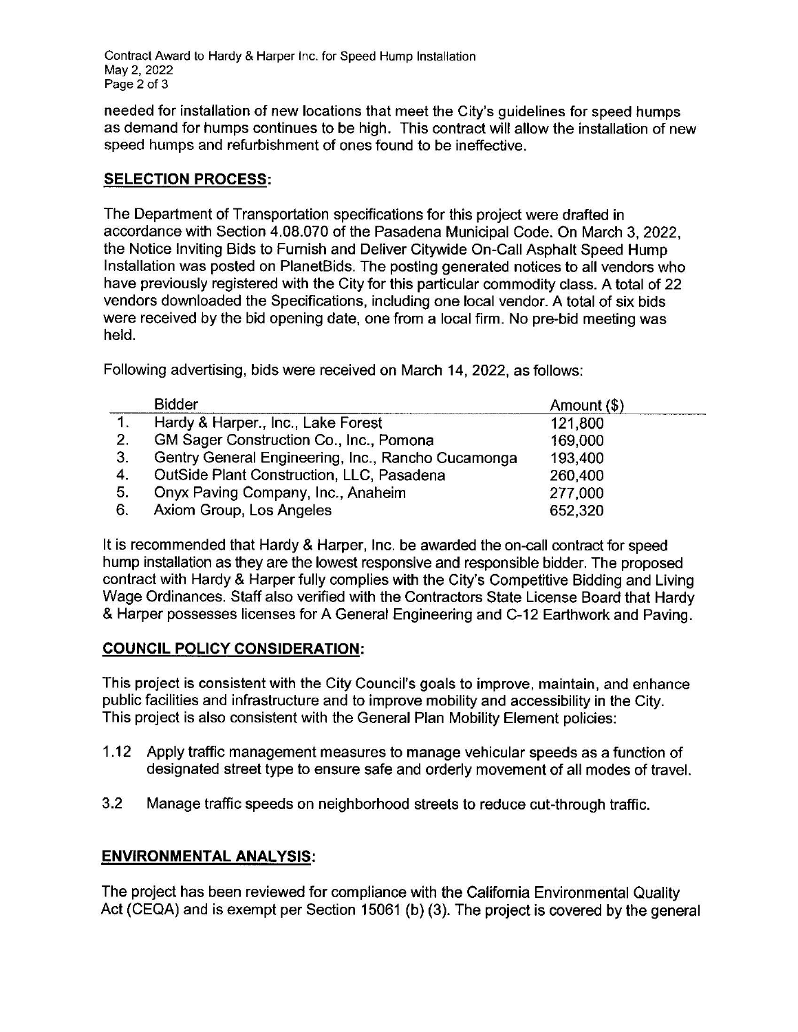needed for installation of new locations that meet the City's guidelines for speed humps as demand for humps continues to be high. This contract will allow the installation of new speed humps and refurbishment of ones found to be ineffective.

## SELECTION PROCESS:

The Department of Transportation specifications for this project were drafted in accordance with Section 4.08.070 of the Pasadena Municipal Code. On March 3, 2022, the Notice Inviting Bids to Furnish and Deliver Citywide On-Call Asphalt Speed Hump Installation was posted on PlanetBids. The posting generated notices to all vendors who have previously registered with the City for this particular commodity class. A total of 22 vendors downloaded the Specifications, including one local vendor. A total of six bids were received by the bid opening date, one from a local firm. No pre-bid meeting was held.

Following advertising, bids were received on March 14, 2022, as follows:

| | Bidder | Amount ($) |
|---|---|---|
| 1. | Hardy & Harper., Inc., Lake Forest | 121,800 |
| 2. | GM Sager Construction Co., Inc., Pomona | 169,000 |
| 3. | Gentry General Engineering, Inc., Rancho Cucamonga | 193,400 |
| 4. | OutSide Plant Construction, LLC, Pasadena | 260,400 |
| 5. | Onyx Paving Company, Inc., Anaheim | 277,000 |
| 6. | Axiom Group, Los Angeles | 652,320 |

It is recommended that Hardy & Harper, Inc. be awarded the on-call contract for speed hump installation as they are the lowest responsive and responsible bidder. The proposed contract with Hardy & Harper fully complies with the City's Competitive Bidding and Living Wage Ordinances. Staff also verified with the Contractors State License Board that Hardy & Harper possesses licenses for A General Engineering and C-12 Earthwork and Paving.

## COUNCIL POLICY CONSIDERATION:

This project is consistent with the City Council's goals to improve, maintain, and enhance public facilities and infrastructure and to improve mobility and accessibility in the City. This project is also consistent with the General Plan Mobility Element policies:

1.12 Apply traffic management measures to manage vehicular speeds as a function of designated street type to ensure safe and orderly movement of all modes of travel.

3.2 Manage traffic speeds on neighborhood streets to reduce cut-through traffic.

## ENVIRONMENTAL ANALYSIS:

The project has been reviewed for compliance with the California Environmental Quality Act (CEQA) and is exempt per Section 15061 (b) (3). The project is covered by the general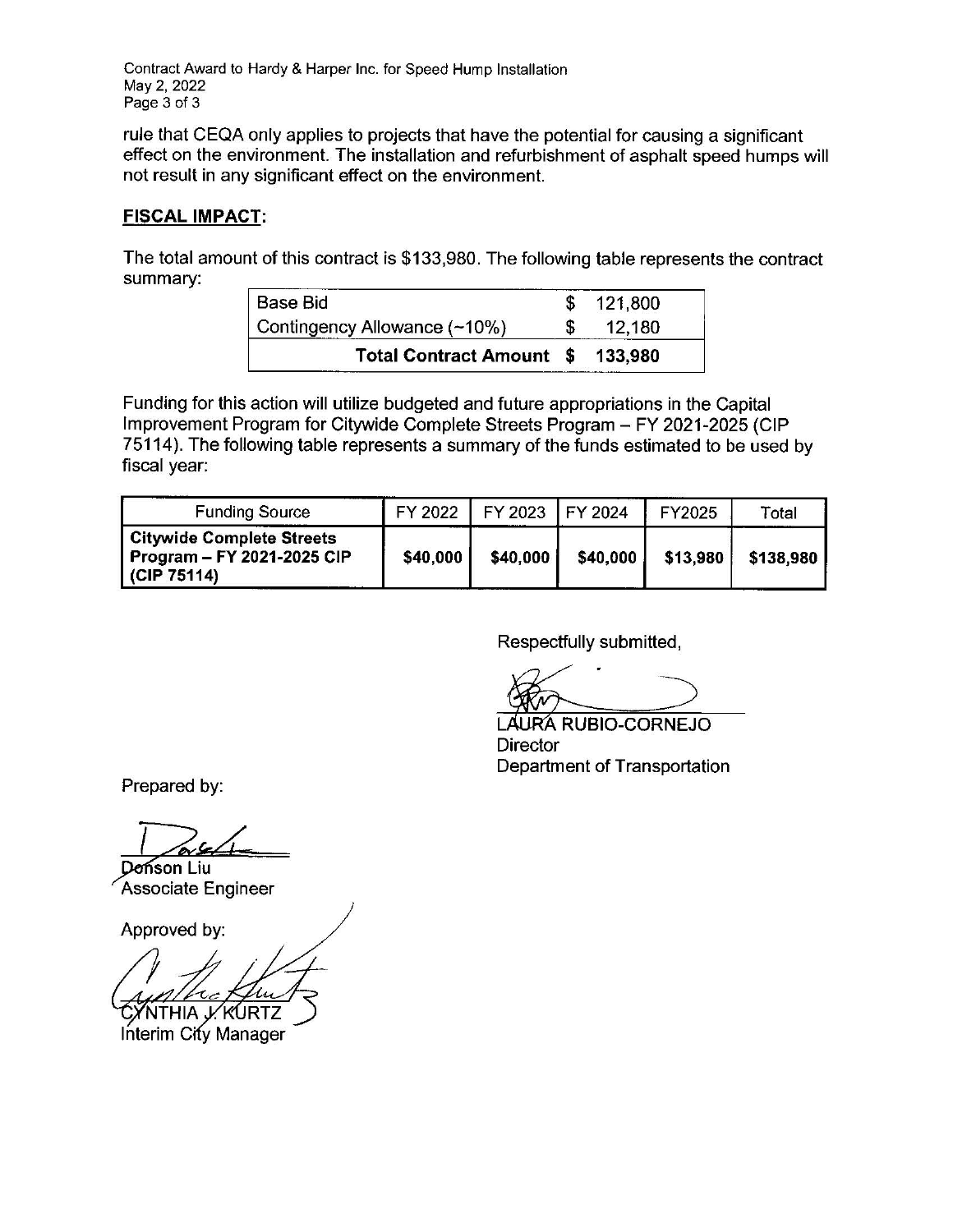rule that CEQA only applies to projects that have the potential for causing a significant effect on the environment. The installation and refurbishment of asphalt speed humps will not result in any significant effect on the environment.

## FISCAL IMPACT:

The total amount of this contract is $133,980. The following table represents the contract summary:

| | |
|---|---|
| Base Bid | $ 121,800 |
| Contingency Allowance (~10%) | $ 12,180 |
| **Total Contract Amount** | **$ 133,980** |

Funding for this action will utilize budgeted and future appropriations in the Capital Improvement Program for Citywide Complete Streets Program – FY 2021-2025 (CIP 75114). The following table represents a summary of the funds estimated to be used by fiscal year:

| Funding Source | FY 2022 | FY 2023 | FY 2024 | FY2025 | Total |
|---|---|---|---|---|---|
| **Citywide Complete Streets Program – FY 2021-2025 CIP (CIP 75114)** | **$40,000** | **$40,000** | **$40,000** | **$13,980** | **$138,980** |

Respectfully submitted,

LAURA RUBIO-CORNEJO
Director
Department of Transportation

Prepared by:

Donson Liu
Associate Engineer

Approved by:

CYNTHIA J. KURTZ
Interim City Manager